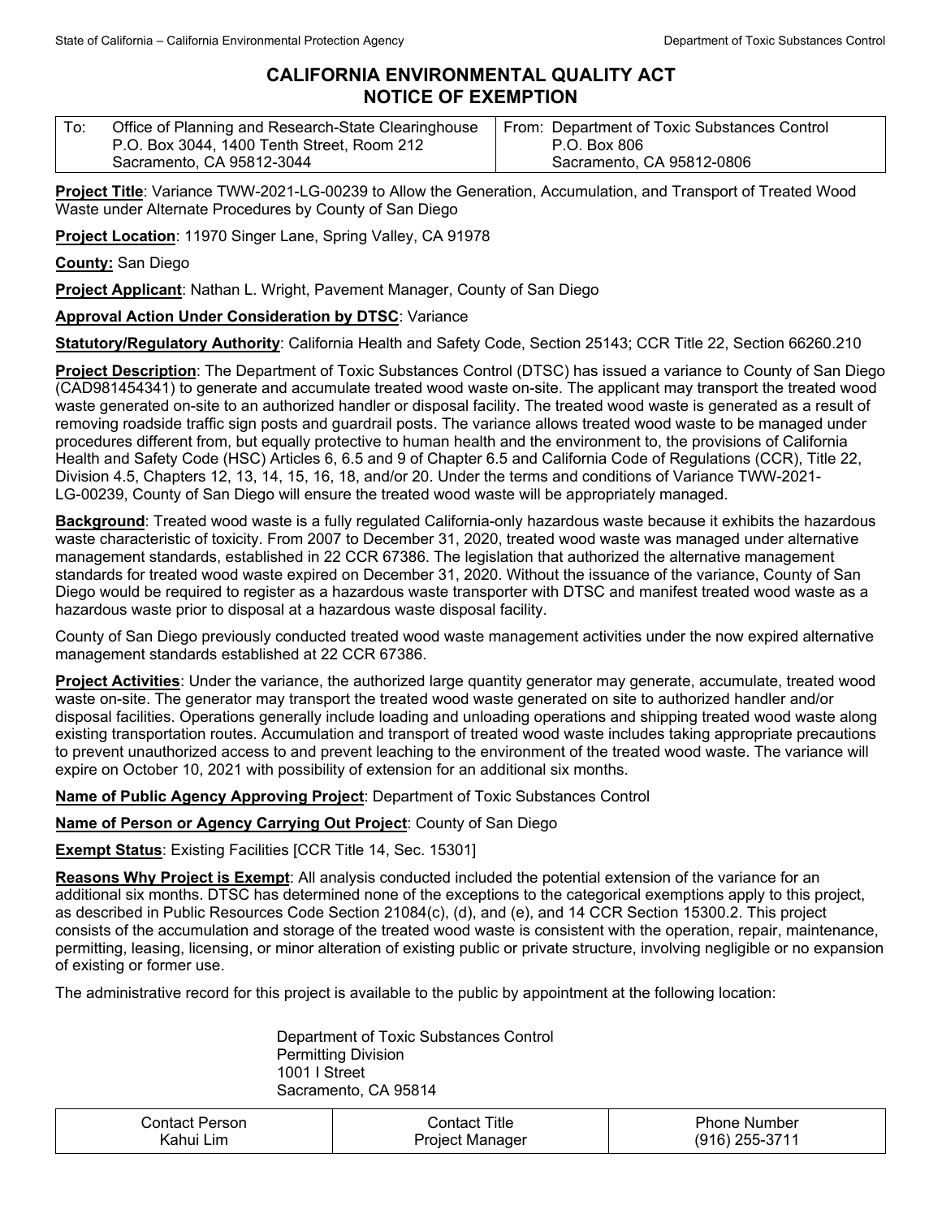State of California – California Environmental Protection Agency | Department of Toxic Substances Control

# CALIFORNIA ENVIRONMENTAL QUALITY ACT
# NOTICE OF EXEMPTION

| To: Office of Planning and Research-State Clearinghouse<br>P.O. Box 3044, 1400 Tenth Street, Room 212<br>Sacramento, CA 95812-3044 | From: Department of Toxic Substances Control<br>P.O. Box 806<br>Sacramento, CA 95812-0806 |
|---|---|

**Project Title**: Variance TWW-2021-LG-00239 to Allow the Generation, Accumulation, and Transport of Treated Wood Waste under Alternate Procedures by County of San Diego

**Project Location**: 11970 Singer Lane, Spring Valley, CA 91978

**County:** San Diego

**Project Applicant**: Nathan L. Wright, Pavement Manager, County of San Diego

**Approval Action Under Consideration by DTSC**: Variance

**Statutory/Regulatory Authority**: California Health and Safety Code, Section 25143; CCR Title 22, Section 66260.210

**Project Description**: The Department of Toxic Substances Control (DTSC) has issued a variance to County of San Diego (CAD981454341) to generate and accumulate treated wood waste on-site. The applicant may transport the treated wood waste generated on-site to an authorized handler or disposal facility. The treated wood waste is generated as a result of removing roadside traffic sign posts and guardrail posts. The variance allows treated wood waste to be managed under procedures different from, but equally protective to human health and the environment to, the provisions of California Health and Safety Code (HSC) Articles 6, 6.5 and 9 of Chapter 6.5 and California Code of Regulations (CCR), Title 22, Division 4.5, Chapters 12, 13, 14, 15, 16, 18, and/or 20. Under the terms and conditions of Variance TWW-2021-LG-00239, County of San Diego will ensure the treated wood waste will be appropriately managed.

**Background**: Treated wood waste is a fully regulated California-only hazardous waste because it exhibits the hazardous waste characteristic of toxicity. From 2007 to December 31, 2020, treated wood waste was managed under alternative management standards, established in 22 CCR 67386. The legislation that authorized the alternative management standards for treated wood waste expired on December 31, 2020. Without the issuance of the variance, County of San Diego would be required to register as a hazardous waste transporter with DTSC and manifest treated wood waste as a hazardous waste prior to disposal at a hazardous waste disposal facility.

County of San Diego previously conducted treated wood waste management activities under the now expired alternative management standards established at 22 CCR 67386.

**Project Activities**: Under the variance, the authorized large quantity generator may generate, accumulate, treated wood waste on-site. The generator may transport the treated wood waste generated on site to authorized handler and/or disposal facilities. Operations generally include loading and unloading operations and shipping treated wood waste along existing transportation routes. Accumulation and transport of treated wood waste includes taking appropriate precautions to prevent unauthorized access to and prevent leaching to the environment of the treated wood waste. The variance will expire on October 10, 2021 with possibility of extension for an additional six months.

**Name of Public Agency Approving Project**: Department of Toxic Substances Control

**Name of Person or Agency Carrying Out Project**: County of San Diego

**Exempt Status**: Existing Facilities [CCR Title 14, Sec. 15301]

**Reasons Why Project is Exempt**: All analysis conducted included the potential extension of the variance for an additional six months. DTSC has determined none of the exceptions to the categorical exemptions apply to this project, as described in Public Resources Code Section 21084(c), (d), and (e), and 14 CCR Section 15300.2. This project consists of the accumulation and storage of the treated wood waste is consistent with the operation, repair, maintenance, permitting, leasing, licensing, or minor alteration of existing public or private structure, involving negligible or no expansion of existing or former use.

The administrative record for this project is available to the public by appointment at the following location:

Department of Toxic Substances Control
Permitting Division
1001 I Street
Sacramento, CA 95814

| Contact Person | Contact Title | Phone Number |
|---|---|---|
| Kahui Lim | Project Manager | (916) 255-3711 |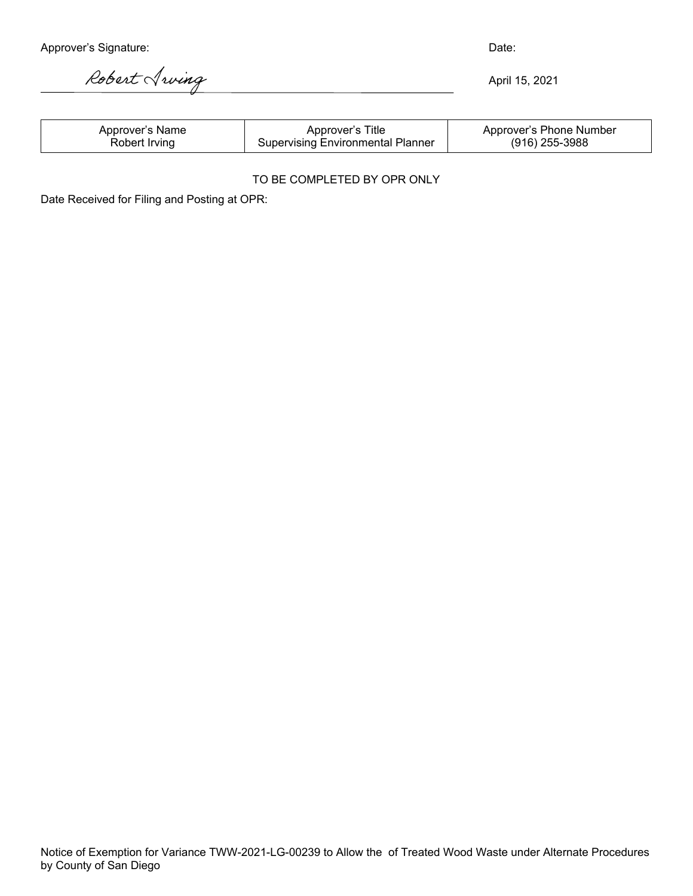Approver's Signature: Robert Irving

Date: April 15, 2021

| Approver's Name | Approver's Title | Approver's Phone Number |
| --- | --- | --- |
| Robert Irving | Supervising Environmental Planner | (916) 255-3988 |

TO BE COMPLETED BY OPR ONLY

Date Received for Filing and Posting at OPR:

Notice of Exemption for Variance TWW-2021-LG-00239 to Allow the  of Treated Wood Waste under Alternate Procedures by County of San Diego